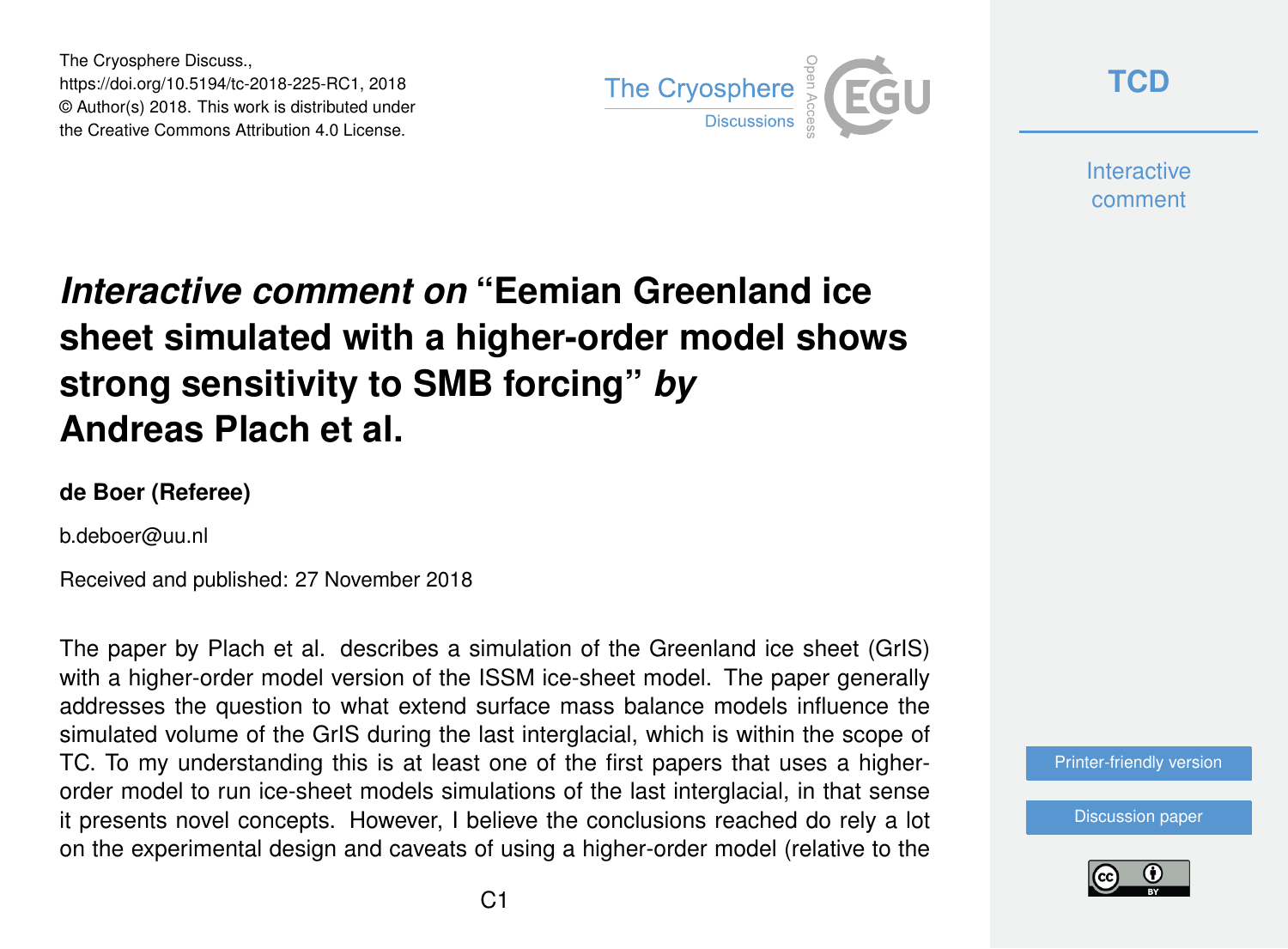# *Interactive comment on* "Eemian Greenland ice sheet simulated with a higher-order model shows strong sensitivity to SMB forcing" *by* Andreas Plach et al.

**de Boer (Referee)**

b.deboer@uu.nl

Received and published: 27 November 2018

The paper by Plach et al. describes a simulation of the Greenland ice sheet (GrIS) with a higher-order model version of the ISSM ice-sheet model. The paper generally addresses the question to what extend surface mass balance models influence the simulated volume of the GrIS during the last interglacial, which is within the scope of TC. To my understanding this is at least one of the first papers that uses a higher-order model to run ice-sheet models simulations of the last interglacial, in that sense it presents novel concepts. However, I believe the conclusions reached do rely a lot on the experimental design and caveats of using a higher-order model (relative to the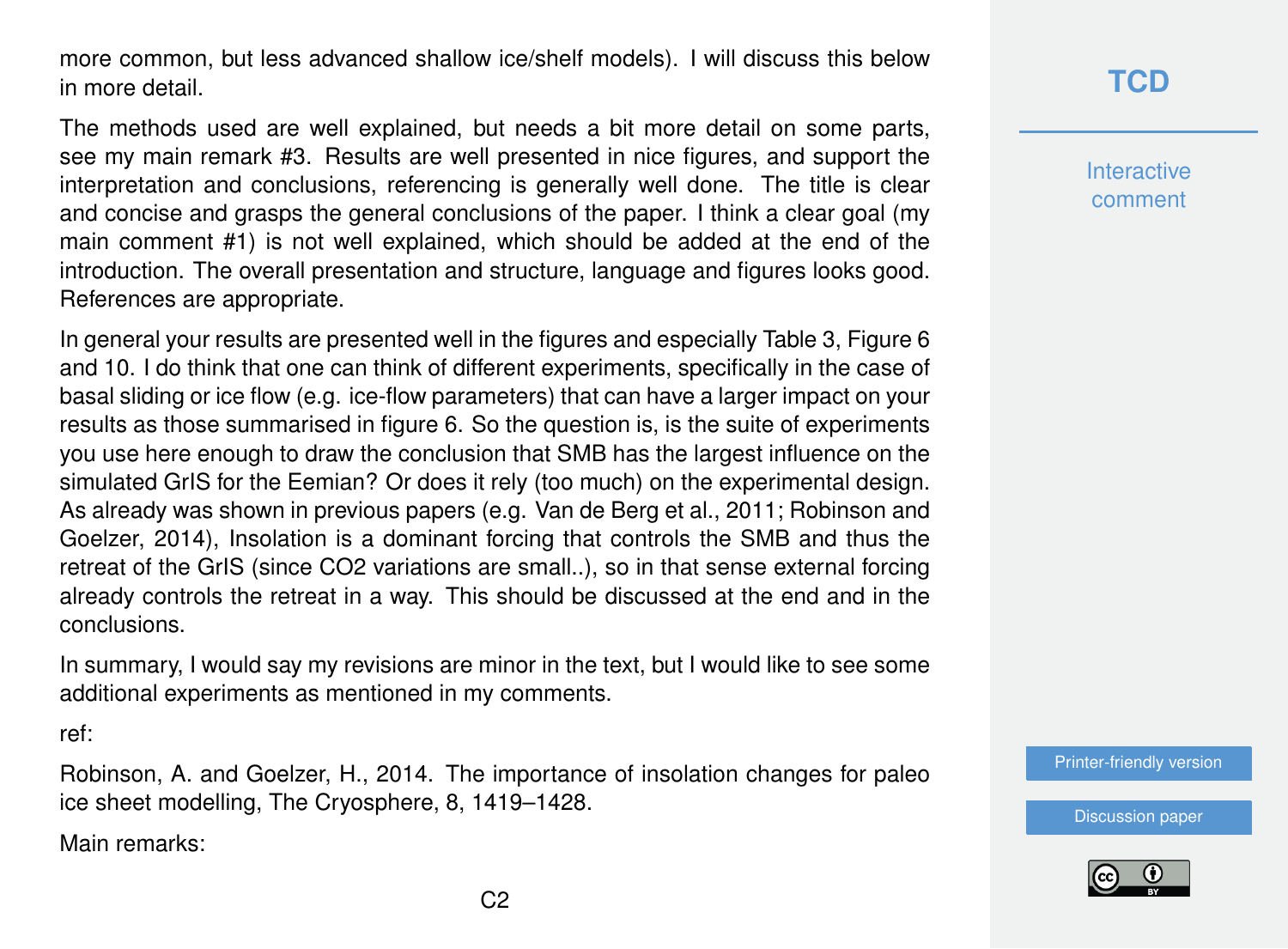more common, but less advanced shallow ice/shelf models). I will discuss this below in more detail.

The methods used are well explained, but needs a bit more detail on some parts, see my main remark #3. Results are well presented in nice figures, and support the interpretation and conclusions, referencing is generally well done. The title is clear and concise and grasps the general conclusions of the paper. I think a clear goal (my main comment #1) is not well explained, which should be added at the end of the introduction. The overall presentation and structure, language and figures looks good. References are appropriate.

In general your results are presented well in the figures and especially Table 3, Figure 6 and 10. I do think that one can think of different experiments, specifically in the case of basal sliding or ice flow (e.g. ice-flow parameters) that can have a larger impact on your results as those summarised in figure 6. So the question is, is the suite of experiments you use here enough to draw the conclusion that SMB has the largest influence on the simulated GrIS for the Eemian? Or does it rely (too much) on the experimental design. As already was shown in previous papers (e.g. Van de Berg et al., 2011; Robinson and Goelzer, 2014), Insolation is a dominant forcing that controls the SMB and thus the retreat of the GrIS (since $CO_2$ variations are small..), so in that sense external forcing already controls the retreat in a way. This should be discussed at the end and in the conclusions.

In summary, I would say my revisions are minor in the text, but I would like to see some additional experiments as mentioned in my comments.

ref:

Robinson, A. and Goelzer, H., 2014. The importance of insolation changes for paleo ice sheet modelling, The Cryosphere, 8, 1419–1428.

Main remarks: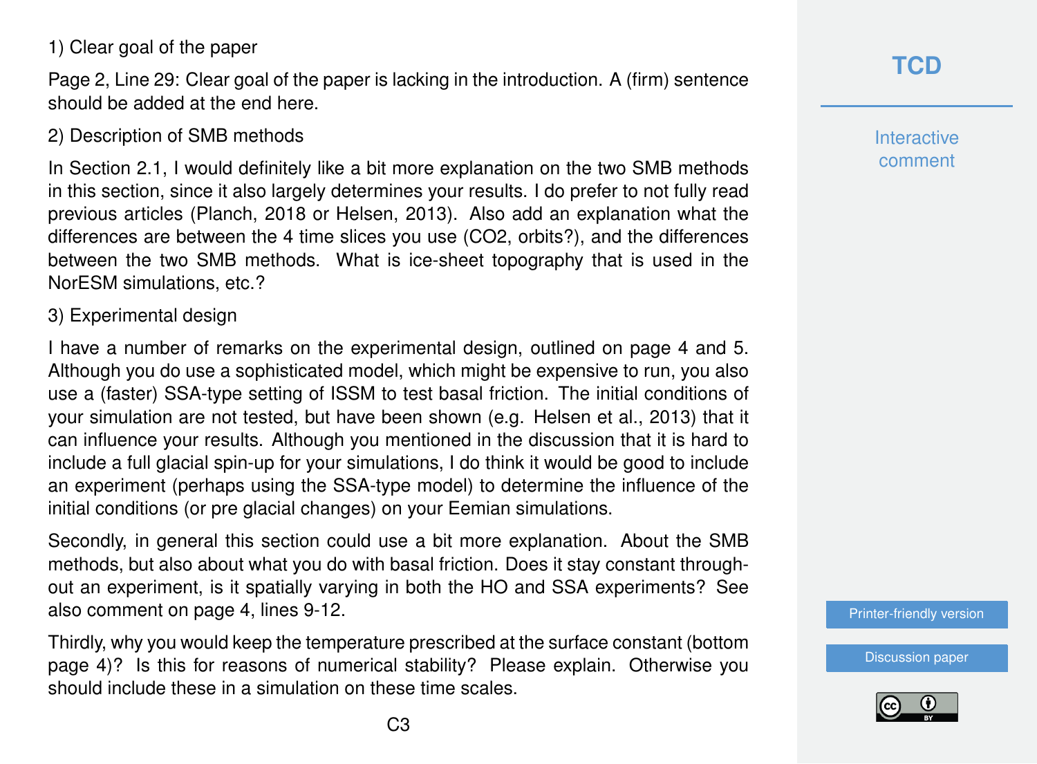1) Clear goal of the paper

Page 2, Line 29: Clear goal of the paper is lacking in the introduction. A (firm) sentence should be added at the end here.

2) Description of SMB methods

In Section 2.1, I would definitely like a bit more explanation on the two SMB methods in this section, since it also largely determines your results. I do prefer to not fully read previous articles (Planch, 2018 or Helsen, 2013). Also add an explanation what the differences are between the 4 time slices you use (CO2, orbits?), and the differences between the two SMB methods. What is ice-sheet topography that is used in the NorESM simulations, etc.?

3) Experimental design

I have a number of remarks on the experimental design, outlined on page 4 and 5. Although you do use a sophisticated model, which might be expensive to run, you also use a (faster) SSA-type setting of ISSM to test basal friction. The initial conditions of your simulation are not tested, but have been shown (e.g. Helsen et al., 2013) that it can influence your results. Although you mentioned in the discussion that it is hard to include a full glacial spin-up for your simulations, I do think it would be good to include an experiment (perhaps using the SSA-type model) to determine the influence of the initial conditions (or pre glacial changes) on your Eemian simulations.

Secondly, in general this section could use a bit more explanation. About the SMB methods, but also about what you do with basal friction. Does it stay constant throughout an experiment, is it spatially varying in both the HO and SSA experiments? See also comment on page 4, lines 9-12.

Thirdly, why you would keep the temperature prescribed at the surface constant (bottom page 4)? Is this for reasons of numerical stability? Please explain. Otherwise you should include these in a simulation on these time scales.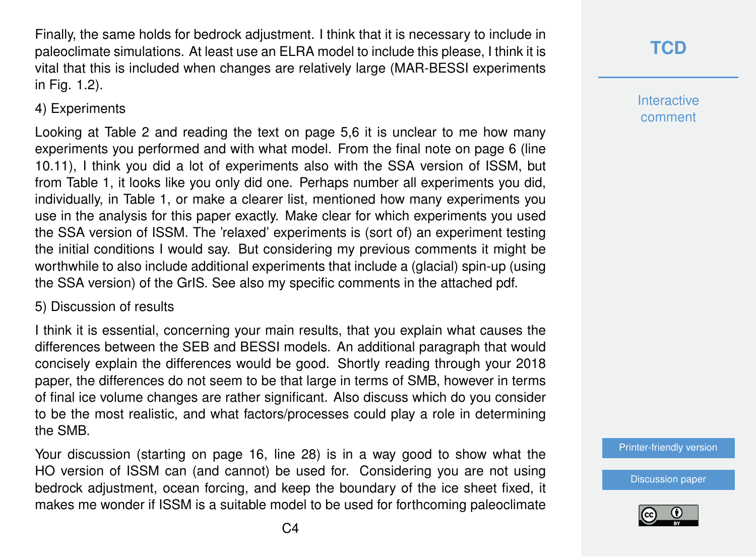Finally, the same holds for bedrock adjustment. I think that it is necessary to include in paleoclimate simulations. At least use an ELRA model to include this please, I think it is vital that this is included when changes are relatively large (MAR-BESSI experiments in Fig. 1.2).

4) Experiments

Looking at Table 2 and reading the text on page 5,6 it is unclear to me how many experiments you performed and with what model. From the final note on page 6 (line 10.11), I think you did a lot of experiments also with the SSA version of ISSM, but from Table 1, it looks like you only did one. Perhaps number all experiments you did, individually, in Table 1, or make a clearer list, mentioned how many experiments you use in the analysis for this paper exactly. Make clear for which experiments you used the SSA version of ISSM. The 'relaxed' experiments is (sort of) an experiment testing the initial conditions I would say. But considering my previous comments it might be worthwhile to also include additional experiments that include a (glacial) spin-up (using the SSA version) of the GrIS. See also my specific comments in the attached pdf.

5) Discussion of results

I think it is essential, concerning your main results, that you explain what causes the differences between the SEB and BESSI models. An additional paragraph that would concisely explain the differences would be good. Shortly reading through your 2018 paper, the differences do not seem to be that large in terms of SMB, however in terms of final ice volume changes are rather significant. Also discuss which do you consider to be the most realistic, and what factors/processes could play a role in determining the SMB.

Your discussion (starting on page 16, line 28) is in a way good to show what the HO version of ISSM can (and cannot) be used for. Considering you are not using bedrock adjustment, ocean forcing, and keep the boundary of the ice sheet fixed, it makes me wonder if ISSM is a suitable model to be used for forthcoming paleoclimate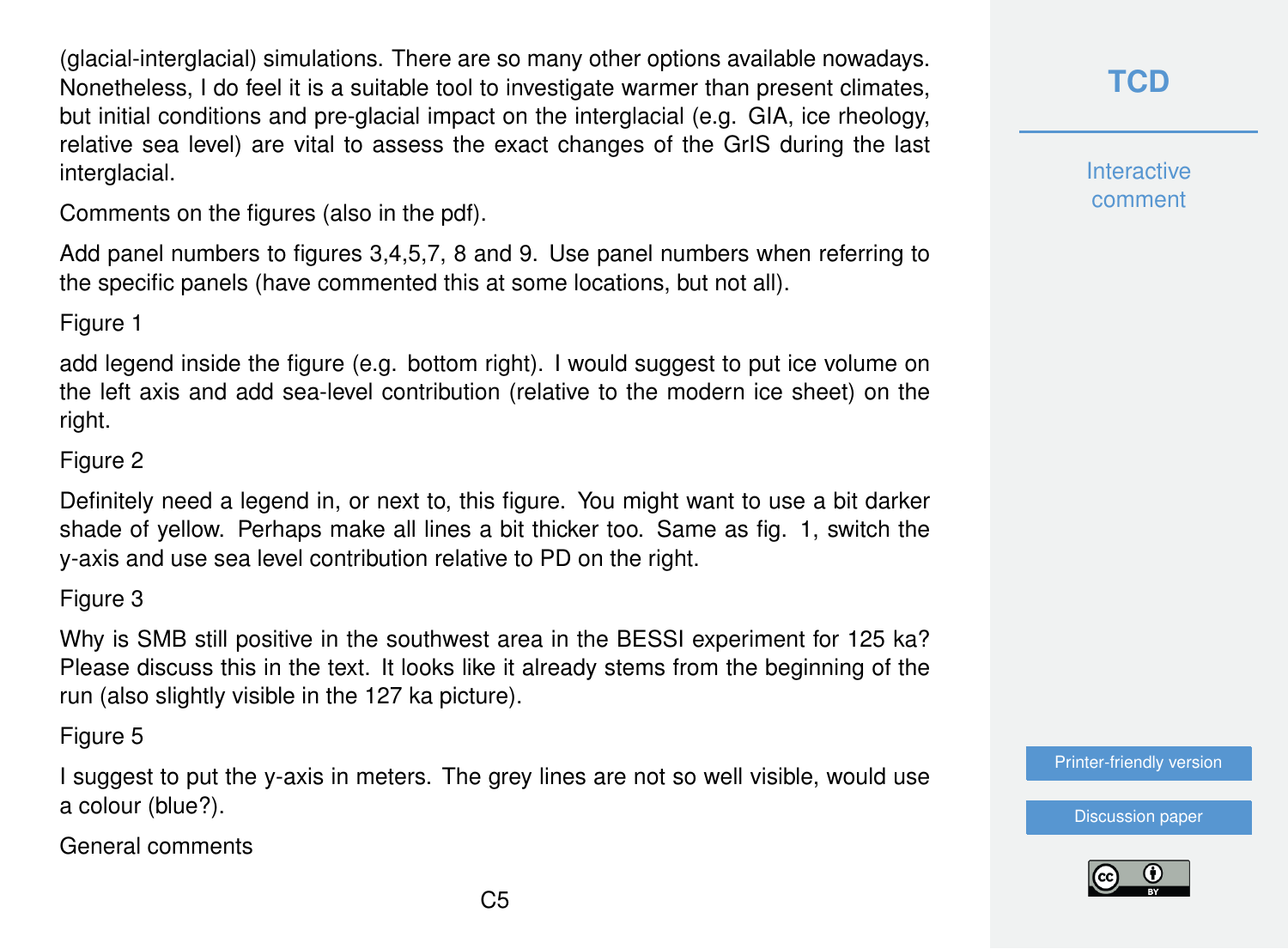(glacial-interglacial) simulations. There are so many other options available nowadays. Nonetheless, I do feel it is a suitable tool to investigate warmer than present climates, but initial conditions and pre-glacial impact on the interglacial (e.g. GIA, ice rheology, relative sea level) are vital to assess the exact changes of the GrIS during the last interglacial.

Comments on the figures (also in the pdf).

Add panel numbers to figures 3,4,5,7, 8 and 9. Use panel numbers when referring to the specific panels (have commented this at some locations, but not all).

Figure 1

add legend inside the figure (e.g. bottom right). I would suggest to put ice volume on the left axis and add sea-level contribution (relative to the modern ice sheet) on the right.

Figure 2

Definitely need a legend in, or next to, this figure. You might want to use a bit darker shade of yellow. Perhaps make all lines a bit thicker too. Same as fig. 1, switch the y-axis and use sea level contribution relative to PD on the right.

Figure 3

Why is SMB still positive in the southwest area in the BESSI experiment for 125 ka? Please discuss this in the text. It looks like it already stems from the beginning of the run (also slightly visible in the 127 ka picture).

Figure 5

I suggest to put the y-axis in meters. The grey lines are not so well visible, would use a colour (blue?).

General comments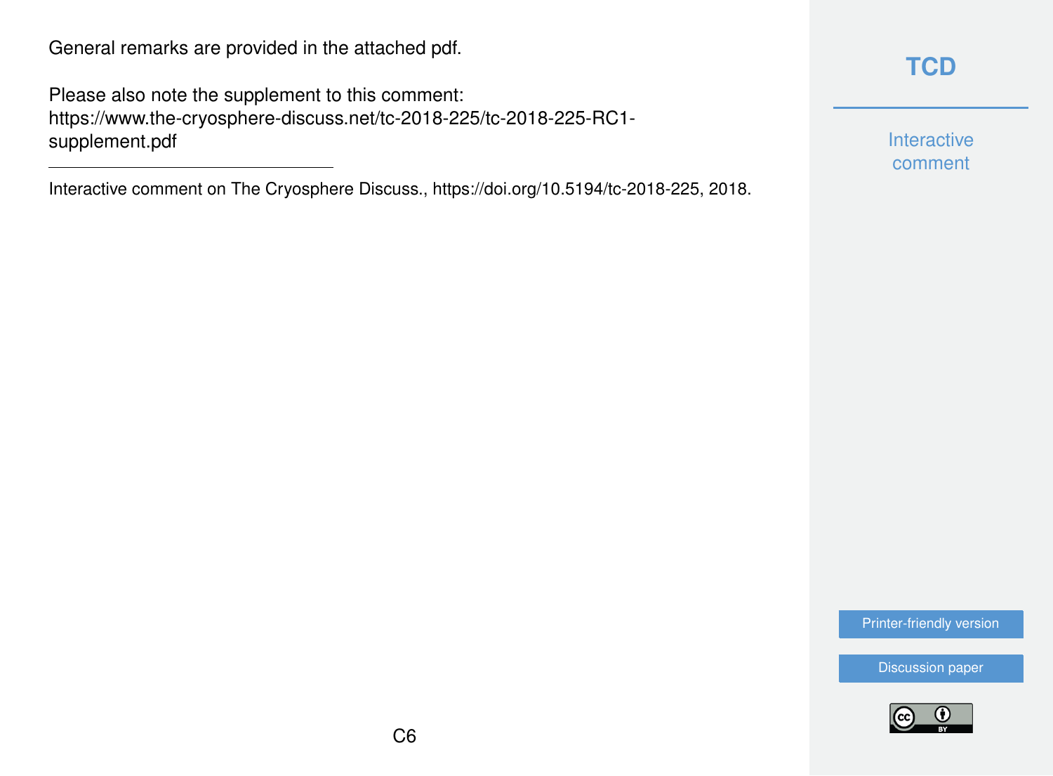General remarks are provided in the attached pdf.

Please also note the supplement to this comment:
https://www.the-cryosphere-discuss.net/tc-2018-225/tc-2018-225-RC1-supplement.pdf

---

Interactive comment on The Cryosphere Discuss., https://doi.org/10.5194/tc-2018-225, 2018.